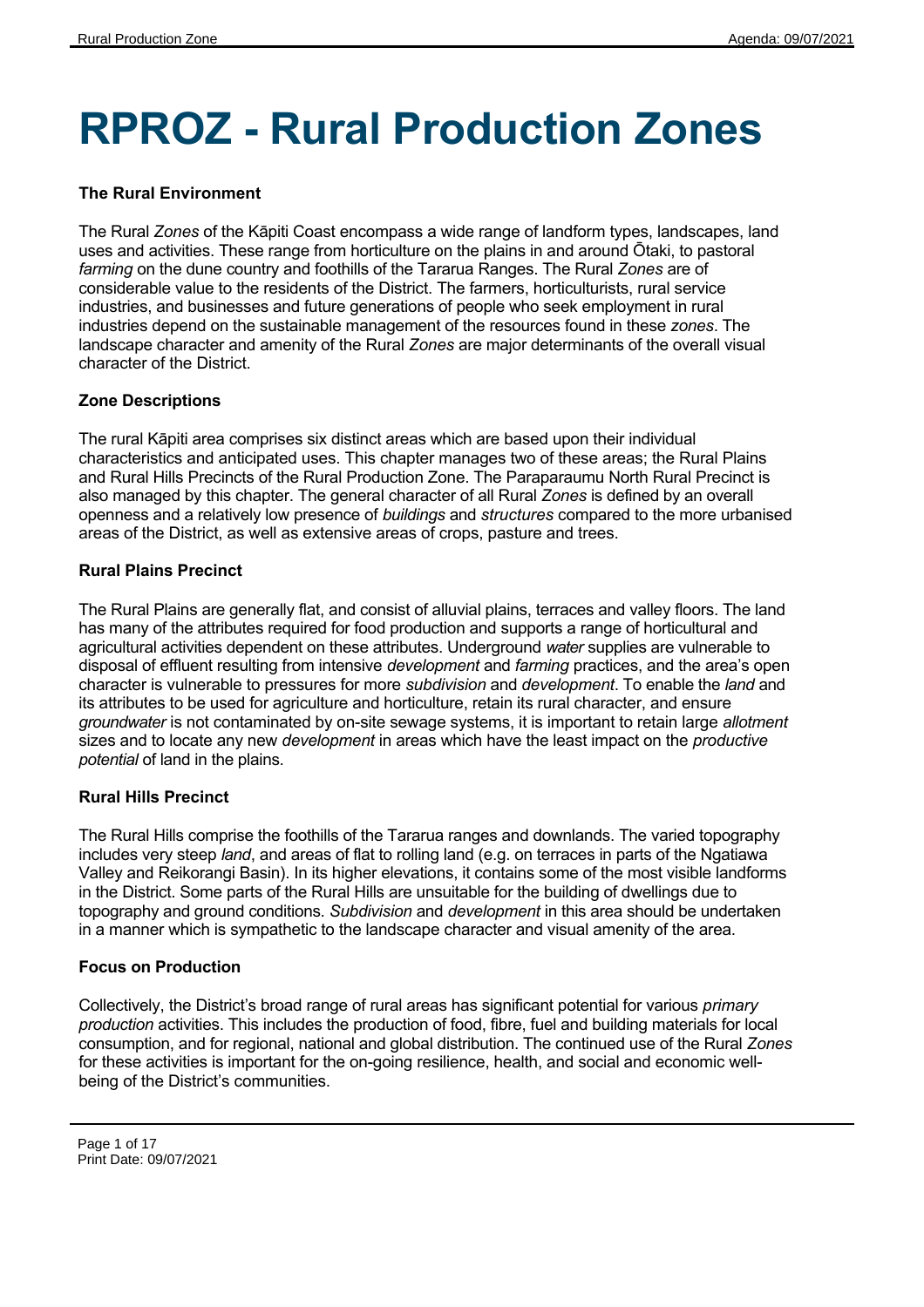# RPROZ - Rural Production Zones

### The Rural Environment

The Rural *Zones* of the Kāpiti Coast encompass a wide range of landform types, landscapes, land uses and activities. These range from horticulture on the plains in and around Ōtaki, to pastoral *farming* on the dune country and foothills of the Tararua Ranges. The Rural *Zones* are of considerable value to the residents of the District. The farmers, horticulturists, rural service industries, and businesses and future generations of people who seek employment in rural industries depend on the sustainable management of the resources found in these *zones*. The landscape character and amenity of the Rural *Zones* are major determinants of the overall visual character of the District.

### Zone Descriptions

The rural Kāpiti area comprises six distinct areas which are based upon their individual characteristics and anticipated uses. This chapter manages two of these areas; the Rural Plains and Rural Hills Precincts of the Rural Production Zone. The Paraparaumu North Rural Precinct is also managed by this chapter. The general character of all Rural *Zones* is defined by an overall openness and a relatively low presence of *buildings* and *structures* compared to the more urbanised areas of the District, as well as extensive areas of crops, pasture and trees.

### Rural Plains Precinct

The Rural Plains are generally flat, and consist of alluvial plains, terraces and valley floors. The land has many of the attributes required for food production and supports a range of horticultural and agricultural activities dependent on these attributes. Underground *water* supplies are vulnerable to disposal of effluent resulting from intensive *development* and *farming* practices, and the area's open character is vulnerable to pressures for more *subdivision* and *development*. To enable the *land* and its attributes to be used for agriculture and horticulture, retain its rural character, and ensure *groundwater* is not contaminated by on-site sewage systems, it is important to retain large *allotment* sizes and to locate any new *development* in areas which have the least impact on the *productive potential* of land in the plains.

### Rural Hills Precinct

The Rural Hills comprise the foothills of the Tararua ranges and downlands. The varied topography includes very steep *land*, and areas of flat to rolling land (e.g. on terraces in parts of the Ngatiawa Valley and Reikorangi Basin). In its higher elevations, it contains some of the most visible landforms in the District. Some parts of the Rural Hills are unsuitable for the building of dwellings due to topography and ground conditions. *Subdivision* and *development* in this area should be undertaken in a manner which is sympathetic to the landscape character and visual amenity of the area.

### Focus on Production

Collectively, the District's broad range of rural areas has significant potential for various *primary production* activities. This includes the production of food, fibre, fuel and building materials for local consumption, and for regional, national and global distribution. The continued use of the Rural *Zones* for these activities is important for the on-going resilience, health, and social and economic well-being of the District's communities.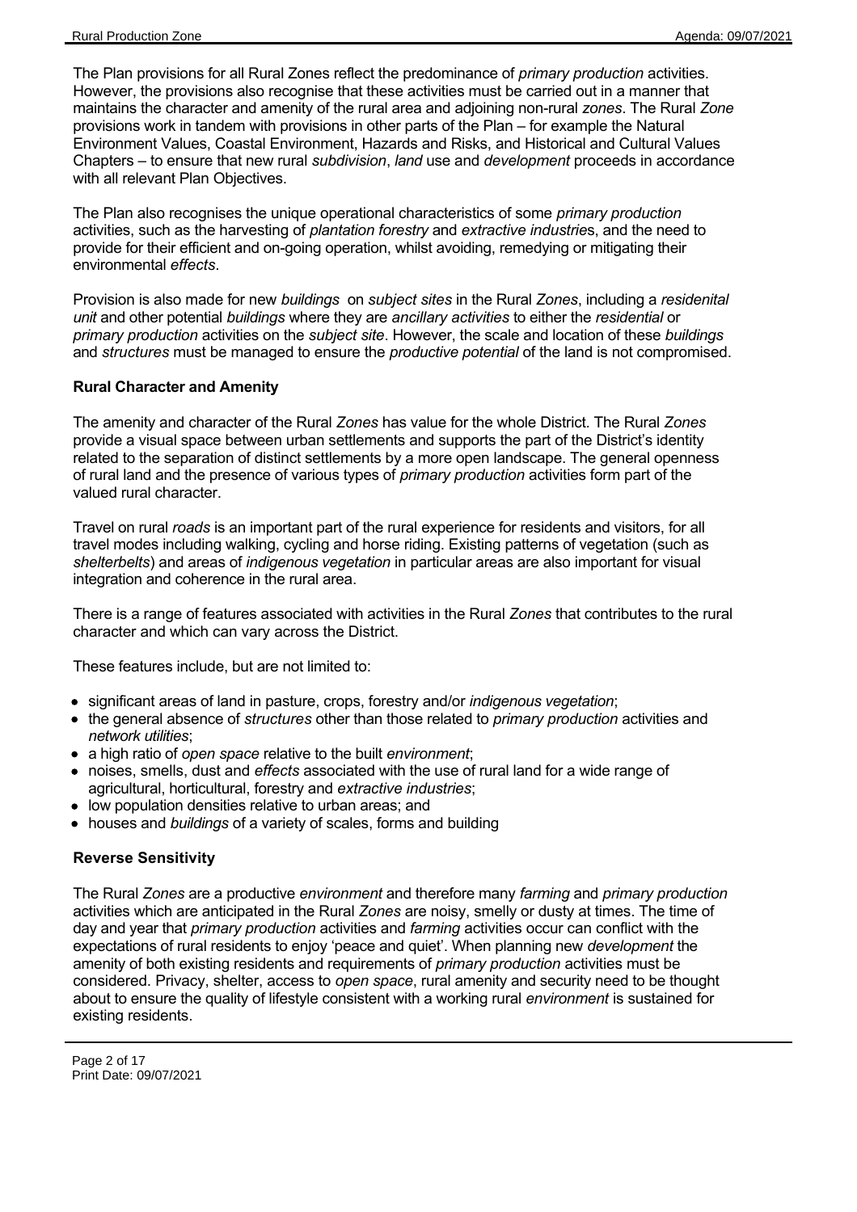The Plan provisions for all Rural Zones reflect the predominance of *primary production* activities. However, the provisions also recognise that these activities must be carried out in a manner that maintains the character and amenity of the rural area and adjoining non-rural *zones*. The Rural *Zone* provisions work in tandem with provisions in other parts of the Plan – for example the Natural Environment Values, Coastal Environment, Hazards and Risks, and Historical and Cultural Values Chapters – to ensure that new rural *subdivision*, *land* use and *development* proceeds in accordance with all relevant Plan Objectives.

The Plan also recognises the unique operational characteristics of some *primary production* activities, such as the harvesting of *plantation forestry* and *extractive industrie*s, and the need to provide for their efficient and on-going operation, whilst avoiding, remedying or mitigating their environmental *effects*.

Provision is also made for new *buildings* on *subject sites* in the Rural *Zones*, including a *residenital unit* and other potential *buildings* where they are *ancillary activities* to either the *residential* or *primary production* activities on the *subject site*. However, the scale and location of these *buildings* and *structures* must be managed to ensure the *productive potential* of the land is not compromised.

**Rural Character and Amenity**

The amenity and character of the Rural *Zones* has value for the whole District. The Rural *Zones* provide a visual space between urban settlements and supports the part of the District's identity related to the separation of distinct settlements by a more open landscape. The general openness of rural land and the presence of various types of *primary production* activities form part of the valued rural character.

Travel on rural *roads* is an important part of the rural experience for residents and visitors, for all travel modes including walking, cycling and horse riding. Existing patterns of vegetation (such as *shelterbelts*) and areas of *indigenous vegetation* in particular areas are also important for visual integration and coherence in the rural area.

There is a range of features associated with activities in the Rural *Zones* that contributes to the rural character and which can vary across the District.

These features include, but are not limited to:

- significant areas of land in pasture, crops, forestry and/or *indigenous vegetation*;
- the general absence of *structures* other than those related to *primary production* activities and *network utilities*;
- a high ratio of *open space* relative to the built *environment*;
- noises, smells, dust and *effects* associated with the use of rural land for a wide range of agricultural, horticultural, forestry and *extractive industries*;
- low population densities relative to urban areas; and
- houses and *buildings* of a variety of scales, forms and building

**Reverse Sensitivity**

The Rural *Zones* are a productive *environment* and therefore many *farming* and *primary production* activities which are anticipated in the Rural *Zones* are noisy, smelly or dusty at times. The time of day and year that *primary production* activities and *farming* activities occur can conflict with the expectations of rural residents to enjoy 'peace and quiet'. When planning new *development* the amenity of both existing residents and requirements of *primary production* activities must be considered. Privacy, shelter, access to *open space*, rural amenity and security need to be thought about to ensure the quality of lifestyle consistent with a working rural *environment* is sustained for existing residents.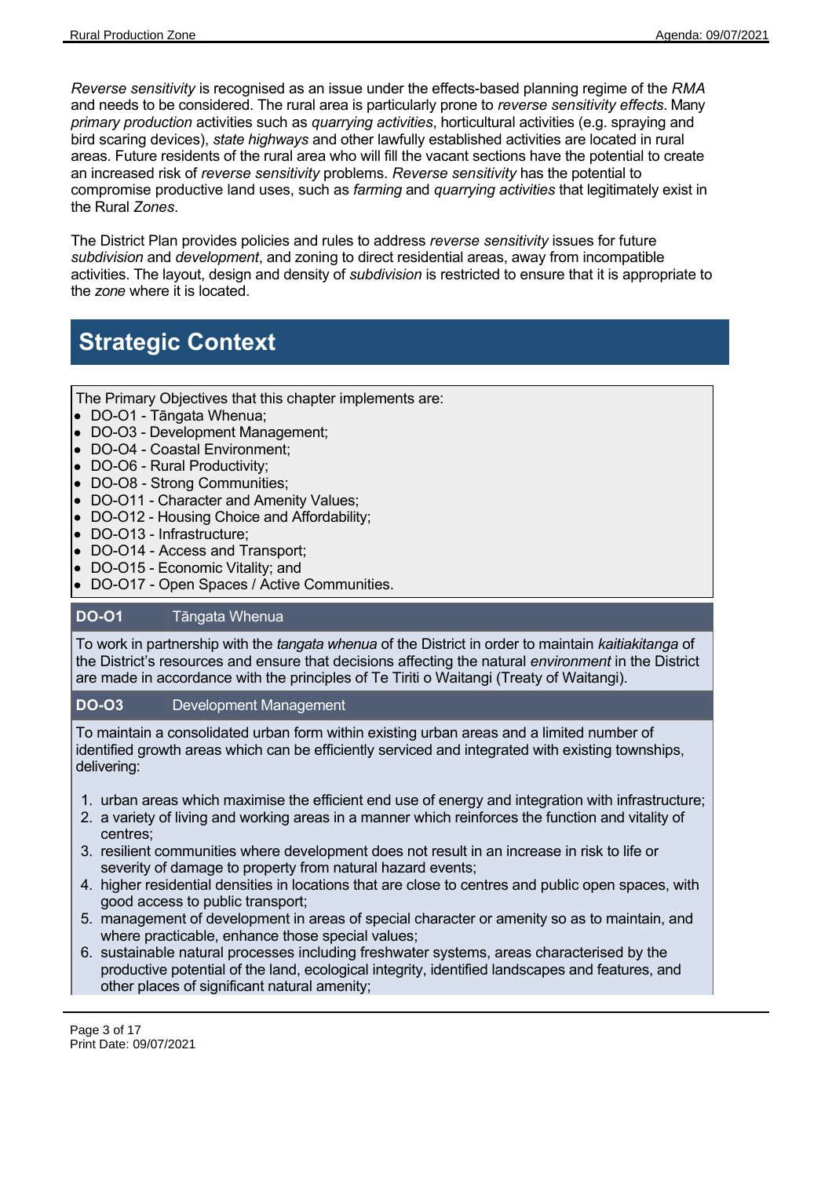*Reverse sensitivity* is recognised as an issue under the effects-based planning regime of the *RMA* and needs to be considered. The rural area is particularly prone to *reverse sensitivity effects*. Many *primary production* activities such as *quarrying activities*, horticultural activities (e.g. spraying and bird scaring devices), *state highways* and other lawfully established activities are located in rural areas. Future residents of the rural area who will fill the vacant sections have the potential to create an increased risk of *reverse sensitivity* problems. *Reverse sensitivity* has the potential to compromise productive land uses, such as *farming* and *quarrying activities* that legitimately exist in the Rural *Zones*.

The District Plan provides policies and rules to address *reverse sensitivity* issues for future *subdivision* and *development*, and zoning to direct residential areas, away from incompatible activities. The layout, design and density of *subdivision* is restricted to ensure that it is appropriate to the *zone* where it is located.

## Strategic Context

The Primary Objectives that this chapter implements are:

- DO-O1 - Tāngata Whenua;
- DO-O3 - Development Management;
- DO-O4 - Coastal Environment;
- DO-O6 - Rural Productivity;
- DO-O8 - Strong Communities;
- DO-O11 - Character and Amenity Values;
- DO-O12 - Housing Choice and Affordability;
- DO-O13 - Infrastructure;
- DO-O14 - Access and Transport;
- DO-O15 - Economic Vitality; and
- DO-O17 - Open Spaces / Active Communities.

### DO-O1 Tāngata Whenua

To work in partnership with the *tangata whenua* of the District in order to maintain *kaitiakitanga* of the District's resources and ensure that decisions affecting the natural *environment* in the District are made in accordance with the principles of Te Tiriti o Waitangi (Treaty of Waitangi).

### DO-O3 Development Management

To maintain a consolidated urban form within existing urban areas and a limited number of identified growth areas which can be efficiently serviced and integrated with existing townships, delivering:

1. urban areas which maximise the efficient end use of energy and integration with infrastructure;
2. a variety of living and working areas in a manner which reinforces the function and vitality of centres;
3. resilient communities where development does not result in an increase in risk to life or severity of damage to property from natural hazard events;
4. higher residential densities in locations that are close to centres and public open spaces, with good access to public transport;
5. management of development in areas of special character or amenity so as to maintain, and where practicable, enhance those special values;
6. sustainable natural processes including freshwater systems, areas characterised by the productive potential of the land, ecological integrity, identified landscapes and features, and other places of significant natural amenity;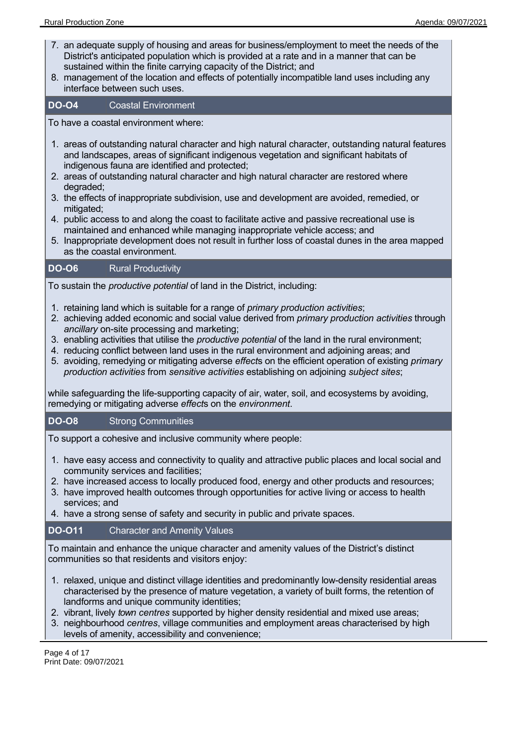7. an adequate supply of housing and areas for business/employment to meet the needs of the District's anticipated population which is provided at a rate and in a manner that can be sustained within the finite carrying capacity of the District; and
8. management of the location and effects of potentially incompatible land uses including any interface between such uses.

### DO-O4 Coastal Environment

To have a coastal environment where:

1. areas of outstanding natural character and high natural character, outstanding natural features and landscapes, areas of significant indigenous vegetation and significant habitats of indigenous fauna are identified and protected;
2. areas of outstanding natural character and high natural character are restored where degraded;
3. the effects of inappropriate subdivision, use and development are avoided, remedied, or mitigated;
4. public access to and along the coast to facilitate active and passive recreational use is maintained and enhanced while managing inappropriate vehicle access; and
5. Inappropriate development does not result in further loss of coastal dunes in the area mapped as the coastal environment.

### DO-O6 Rural Productivity

To sustain the *productive potential* of land in the District, including:

1. retaining land which is suitable for a range of *primary production activities*;
2. achieving added economic and social value derived from *primary production activities* through *ancillary* on-site processing and marketing;
3. enabling activities that utilise the *productive potential* of the land in the rural environment;
4. reducing conflict between land uses in the rural environment and adjoining areas; and
5. avoiding, remedying or mitigating adverse *effect*s on the efficient operation of existing *primary production activities* from *sensitive activities* establishing on adjoining *subject sites*;

while safeguarding the life-supporting capacity of air, water, soil, and ecosystems by avoiding, remedying or mitigating adverse *effect*s on the *environment*.

### DO-O8 Strong Communities

To support a cohesive and inclusive community where people:

1. have easy access and connectivity to quality and attractive public places and local social and community services and facilities;
2. have increased access to locally produced food, energy and other products and resources;
3. have improved health outcomes through opportunities for active living or access to health services; and
4. have a strong sense of safety and security in public and private spaces.

### DO-O11 Character and Amenity Values

To maintain and enhance the unique character and amenity values of the District's distinct communities so that residents and visitors enjoy:

1. relaxed, unique and distinct village identities and predominantly low-density residential areas characterised by the presence of mature vegetation, a variety of built forms, the retention of landforms and unique community identities;
2. vibrant, lively *town centres* supported by higher density residential and mixed use areas;
3. neighbourhood *centres*, village communities and employment areas characterised by high levels of amenity, accessibility and convenience;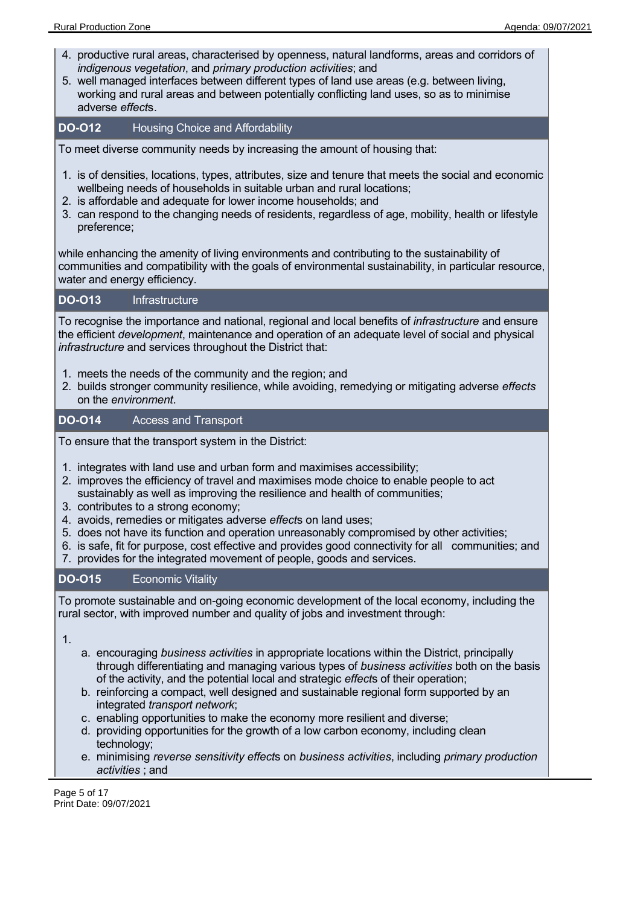4. productive rural areas, characterised by openness, natural landforms, areas and corridors of *indigenous vegetation*, and *primary production activities*; and
5. well managed interfaces between different types of land use areas (e.g. between living, working and rural areas and between potentially conflicting land uses, so as to minimise adverse *effect*s.

## DO-O12 Housing Choice and Affordability

To meet diverse community needs by increasing the amount of housing that:

1. is of densities, locations, types, attributes, size and tenure that meets the social and economic wellbeing needs of households in suitable urban and rural locations;
2. is affordable and adequate for lower income households; and
3. can respond to the changing needs of residents, regardless of age, mobility, health or lifestyle preference;

while enhancing the amenity of living environments and contributing to the sustainability of communities and compatibility with the goals of environmental sustainability, in particular resource, water and energy efficiency.

## DO-O13 Infrastructure

To recognise the importance and national, regional and local benefits of *infrastructure* and ensure the efficient *development*, maintenance and operation of an adequate level of social and physical *infrastructure* and services throughout the District that:

1. meets the needs of the community and the region; and
2. builds stronger community resilience, while avoiding, remedying or mitigating adverse *effects* on the *environment*.

## DO-O14 Access and Transport

To ensure that the transport system in the District:

1. integrates with land use and urban form and maximises accessibility;
2. improves the efficiency of travel and maximises mode choice to enable people to act sustainably as well as improving the resilience and health of communities;
3. contributes to a strong economy;
4. avoids, remedies or mitigates adverse *effect*s on land uses;
5. does not have its function and operation unreasonably compromised by other activities;
6. is safe, fit for purpose, cost effective and provides good connectivity for all communities; and
7. provides for the integrated movement of people, goods and services.

## DO-O15 Economic Vitality

To promote sustainable and on-going economic development of the local economy, including the rural sector, with improved number and quality of jobs and investment through:

1.
    a. encouraging *business activities* in appropriate locations within the District, principally through differentiating and managing various types of *business activities* both on the basis of the activity, and the potential local and strategic *effect*s of their operation;
    b. reinforcing a compact, well designed and sustainable regional form supported by an integrated *transport network*;
    c. enabling opportunities to make the economy more resilient and diverse;
    d. providing opportunities for the growth of a low carbon economy, including clean technology;
    e. minimising *reverse sensitivity effect*s on *business activities*, including *primary production activities* ; and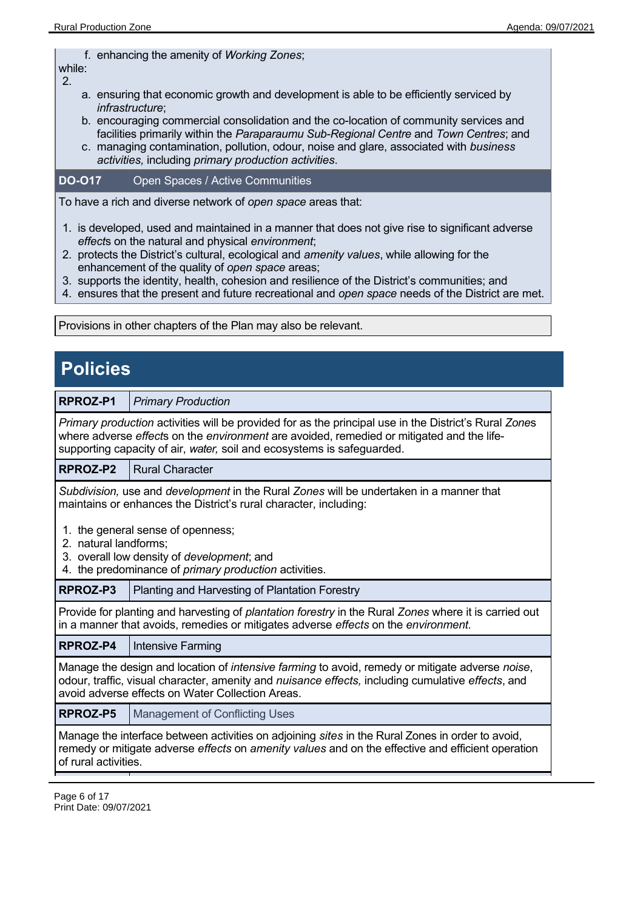f. enhancing the amenity of *Working Zones*;

while:

2.
   a. ensuring that economic growth and development is able to be efficiently serviced by *infrastructure*;
   b. encouraging commercial consolidation and the co-location of community services and facilities primarily within the *Paraparaumu Sub-Regional Centre* and *Town Centres*; and
   c. managing contamination, pollution, odour, noise and glare, associated with *business activities,* including *primary production activities*.

| **DO-O17** | Open Spaces / Active Communities |
|---|---|

To have a rich and diverse network of *open space* areas that:

1. is developed, used and maintained in a manner that does not give rise to significant adverse *effect*s on the natural and physical *environment*;
2. protects the District's cultural, ecological and *amenity values*, while allowing for the enhancement of the quality of *open space* areas;
3. supports the identity, health, cohesion and resilience of the District's communities; and
4. ensures that the present and future recreational and *open space* needs of the District are met.

Provisions in other chapters of the Plan may also be relevant.

# Policies

| **RPROZ-P1** | *Primary Production* |
|---|---|

*Primary production* activities will be provided for as the principal use in the District's Rural *Zone*s where adverse *effect*s on the *environment* are avoided, remedied or mitigated and the life-supporting capacity of air, *water,* soil and ecosystems is safeguarded.

| **RPROZ-P2** | Rural Character |
|---|---|

*Subdivision,* use and *development* in the Rural *Zones* will be undertaken in a manner that maintains or enhances the District's rural character, including:

1. the general sense of openness;
2. natural landforms;
3. overall low density of *development*; and
4. the predominance of *primary production* activities.

| **RPROZ-P3** | Planting and Harvesting of Plantation Forestry |
|---|---|

Provide for planting and harvesting of *plantation forestry* in the Rural *Zones* where it is carried out in a manner that avoids, remedies or mitigates adverse *effects* on the *environment.*

| **RPROZ-P4** | Intensive Farming |
|---|---|

Manage the design and location of *intensive farming* to avoid, remedy or mitigate adverse *noise*, odour, traffic, visual character, amenity and *nuisance effects,* including cumulative *effects*, and avoid adverse effects on Water Collection Areas.

| **RPROZ-P5** | Management of Conflicting Uses |
|---|---|

Manage the interface between activities on adjoining *sites* in the Rural Zones in order to avoid, remedy or mitigate adverse *effects* on *amenity values* and on the effective and efficient operation of rural activities.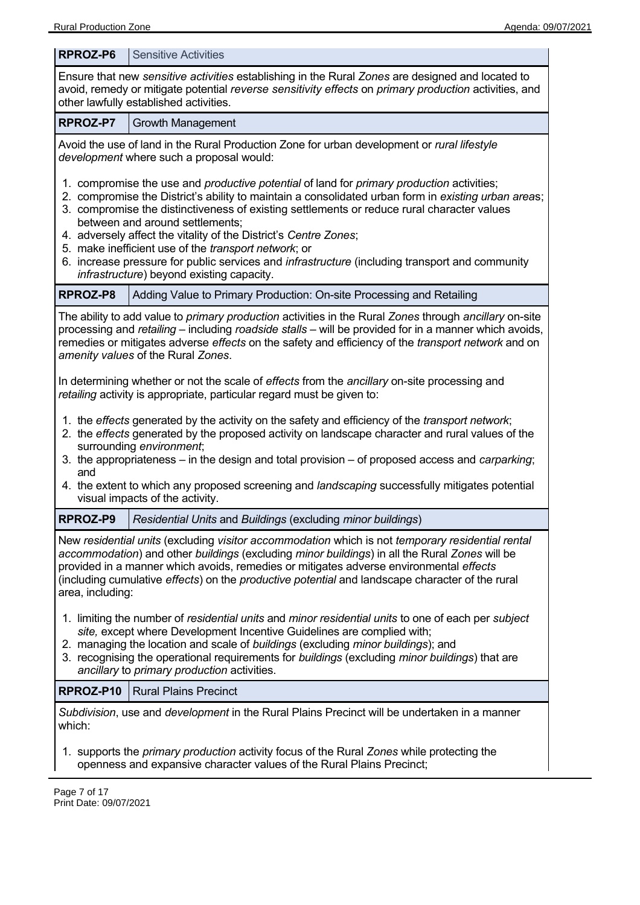### RPROZ-P6 Sensitive Activities

Ensure that new *sensitive activities* establishing in the Rural *Zones* are designed and located to avoid, remedy or mitigate potential *reverse sensitivity effects* on *primary production* activities, and other lawfully established activities.

### RPROZ-P7 Growth Management

Avoid the use of land in the Rural Production Zone for urban development or *rural lifestyle development* where such a proposal would:

1. compromise the use and *productive potential* of land for *primary production* activities;
2. compromise the District's ability to maintain a consolidated urban form in *existing urban area*s;
3. compromise the distinctiveness of existing settlements or reduce rural character values between and around settlements;
4. adversely affect the vitality of the District's *Centre Zones*;
5. make inefficient use of the *transport network*; or
6. increase pressure for public services and *infrastructure* (including transport and community *infrastructure*) beyond existing capacity.

### RPROZ-P8 Adding Value to Primary Production: On-site Processing and Retailing

The ability to add value to *primary production* activities in the Rural *Zones* through *ancillary* on-site processing and *retailing* – including *roadside stalls* – will be provided for in a manner which avoids, remedies or mitigates adverse *effects* on the safety and efficiency of the *transport network* and on *amenity values* of the Rural *Zones*.

In determining whether or not the scale of *effects* from the *ancillary* on-site processing and *retailing* activity is appropriate, particular regard must be given to:

1. the *effects* generated by the activity on the safety and efficiency of the *transport network*;
2. the *effects* generated by the proposed activity on landscape character and rural values of the surrounding *environment*;
3. the appropriateness – in the design and total provision – of proposed access and *carparking*; and
4. the extent to which any proposed screening and *landscaping* successfully mitigates potential visual impacts of the activity.

### RPROZ-P9 *Residential Units* and *Buildings* (excluding *minor buildings*)

New *residential units* (excluding *visitor accommodation* which is not *temporary residential rental accommodation*) and other *buildings* (excluding *minor buildings*) in all the Rural *Zones* will be provided in a manner which avoids, remedies or mitigates adverse environmental *effects* (including cumulative *effects*) on the *productive potential* and landscape character of the rural area, including:

1. limiting the number of *residential units* and *minor residential units* to one of each per *subject site,* except where Development Incentive Guidelines are complied with;
2. managing the location and scale of *buildings* (excluding *minor buildings*); and
3. recognising the operational requirements for *buildings* (excluding *minor buildings*) that are *ancillary* to *primary production* activities.

### RPROZ-P10 Rural Plains Precinct

*Subdivision*, use and *development* in the Rural Plains Precinct will be undertaken in a manner which:

1. supports the *primary production* activity focus of the Rural *Zones* while protecting the openness and expansive character values of the Rural Plains Precinct;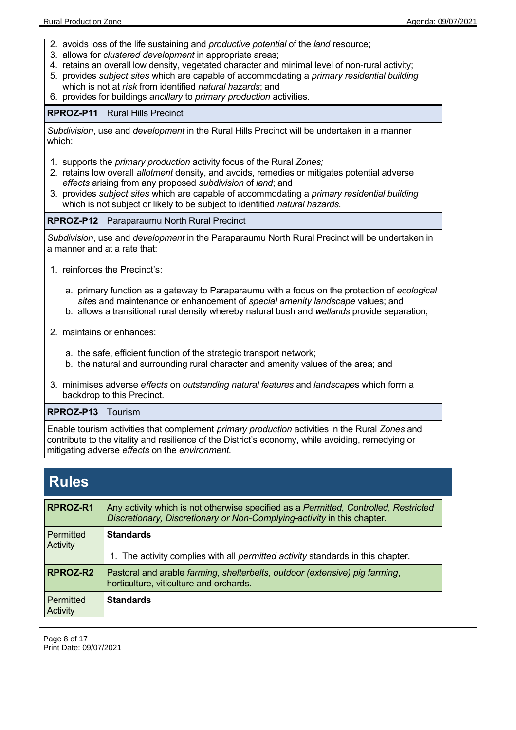2. avoids loss of the life sustaining and *productive potential* of the *land* resource;
3. allows for *clustered development* in appropriate areas;
4. retains an overall low density, vegetated character and minimal level of non-rural activity;
5. provides *subject sites* which are capable of accommodating a *primary residential building* which is not at *risk* from identified *natural hazards*; and
6. provides for buildings *ancillary* to *primary production* activities.

| **RPROZ-P11** | Rural Hills Precinct |
|---|---|

*Subdivision*, use and *development* in the Rural Hills Precinct will be undertaken in a manner which:

1. supports the *primary production* activity focus of the Rural *Zones;*
2. retains low overall *allotment* density, and avoids, remedies or mitigates potential adverse *effects* arising from any proposed *subdivision* of *land*; and
3. provides *subject sites* which are capable of accommodating a *primary residential building* which is not subject or likely to be subject to identified *natural hazards.*

| **RPROZ-P12** | Paraparaumu North Rural Precinct |
|---|---|

*Subdivision*, use and *development* in the Paraparaumu North Rural Precinct will be undertaken in a manner and at a rate that:

1. reinforces the Precinct's:
   a. primary function as a gateway to Paraparaumu with a focus on the protection of *ecological sites* and maintenance or enhancement of *special amenity landscape* values; and
   b. allows a transitional rural density whereby natural bush and *wetlands* provide separation;
2. maintains or enhances:
   a. the safe, efficient function of the strategic transport network;
   b. the natural and surrounding rural character and amenity values of the area; and
3. minimises adverse *effects* on *outstanding natural features* and *landscapes* which form a backdrop to this Precinct.

| **RPROZ-P13** | Tourism |
|---|---|

Enable tourism activities that complement *primary production* activities in the Rural *Zones* and contribute to the vitality and resilience of the District's economy, while avoiding, remedying or mitigating adverse *effects* on the *environment.*

# Rules

| **RPROZ-R1** | Any activity which is not otherwise specified as a *Permitted, Controlled, Restricted Discretionary, Discretionary or Non-Complying activity* in this chapter. |
|---|---|
| Permitted Activity | **Standards**<br><br>1. The activity complies with all *permitted activity* standards in this chapter. |
| **RPROZ-R2** | Pastoral and arable *farming, shelterbelts, outdoor (extensive) pig farming*, horticulture, viticulture and orchards. |
| Permitted Activity | **Standards** |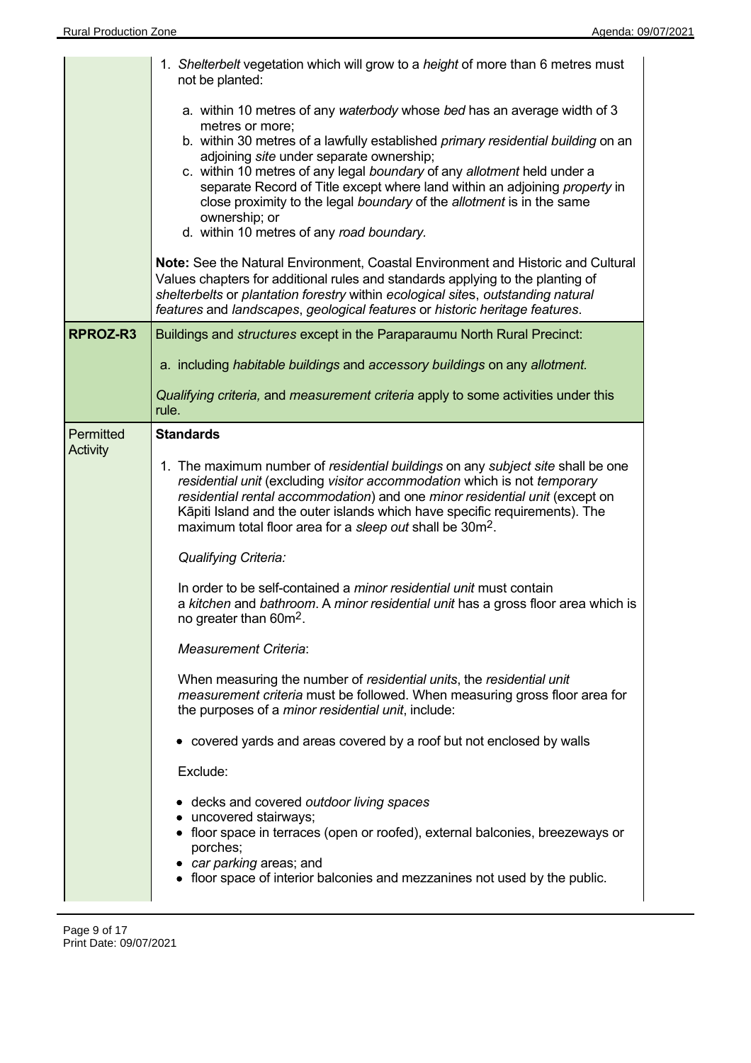| | |
|---|---|
| | 1. *Shelterbelt* vegetation which will grow to a *height* of more than 6 metres must not be planted:<br><br>a. within 10 metres of any *waterbody* whose *bed* has an average width of 3 metres or more;<br>b. within 30 metres of a lawfully established *primary residential building* on an adjoining *site* under separate ownership;<br>c. within 10 metres of any legal *boundary* of any *allotment* held under a separate Record of Title except where land within an adjoining *property* in close proximity to the legal *boundary* of the *allotment* is in the same ownership; or<br>d. within 10 metres of any *road boundary*.<br><br>**Note:** See the Natural Environment, Coastal Environment and Historic and Cultural Values chapters for additional rules and standards applying to the planting of *shelterbelts* or *plantation forestry* within *ecological sites*, *outstanding natural features* and *landscapes*, *geological features* or *historic heritage features*. |
| **RPROZ-R3** | Buildings and *structures* except in the Paraparaumu North Rural Precinct:<br><br>a. including *habitable buildings* and *accessory buildings* on any *allotment.*<br><br>*Qualifying criteria,* and *measurement criteria* apply to some activities under this rule. |
| Permitted Activity | **Standards**<br><br>1. The maximum number of *residential buildings* on any *subject site* shall be one *residential unit* (excluding *visitor accommodation* which is not *temporary residential rental accommodation*) and one *minor residential unit* (except on Kāpiti Island and the outer islands which have specific requirements). The maximum total floor area for a *sleep out* shall be 30m$^2$.<br><br>*Qualifying Criteria:*<br><br>In order to be self-contained a *minor residential unit* must contain a *kitchen* and *bathroom*. A *minor residential unit* has a gross floor area which is no greater than 60m$^2$.<br><br>*Measurement Criteria*:<br><br>When measuring the number of *residential units*, the *residential unit measurement criteria* must be followed. When measuring gross floor area for the purposes of a *minor residential unit*, include:<br><br>• covered yards and areas covered by a roof but not enclosed by walls<br><br>Exclude:<br><br>• decks and covered *outdoor living spaces*<br>• uncovered stairways;<br>• floor space in terraces (open or roofed), external balconies, breezeways or porches;<br>• *car parking* areas; and<br>• floor space of interior balconies and mezzanines not used by the public. |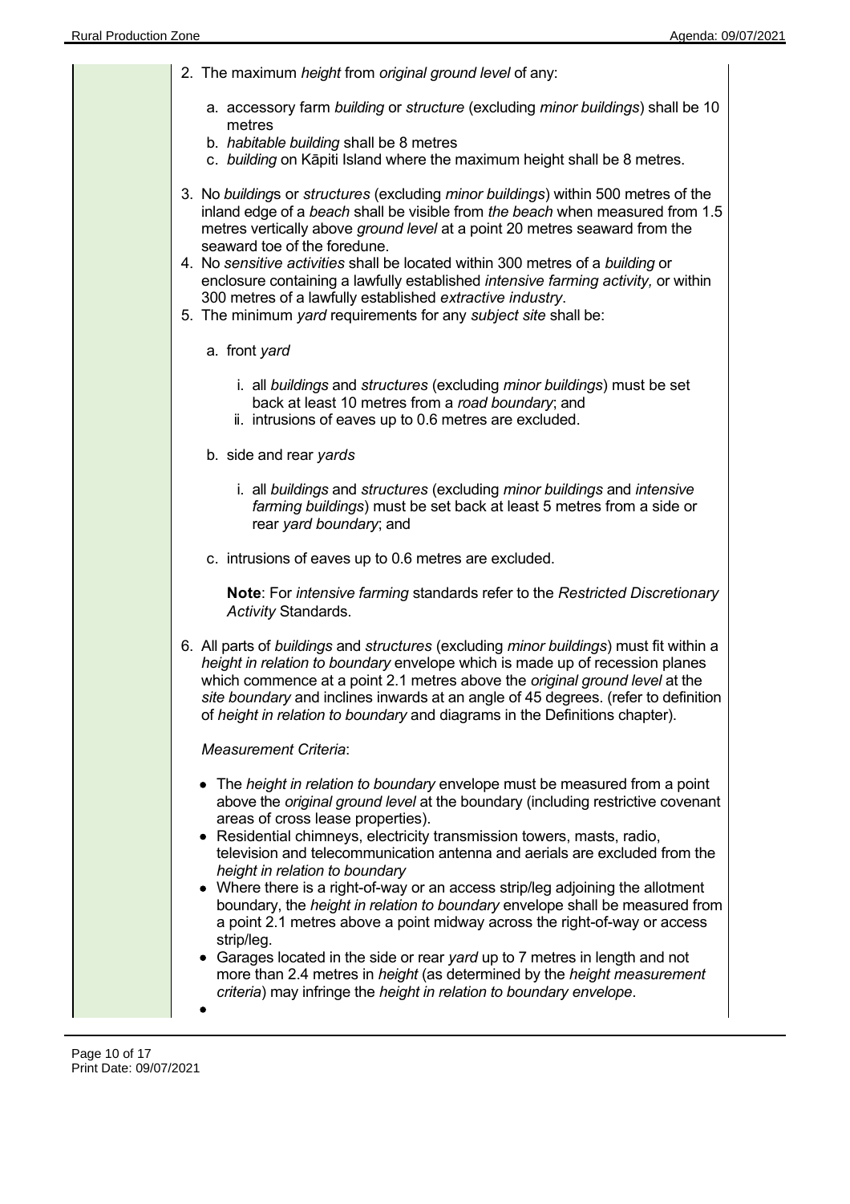2. The maximum *height* from *original ground level* of any:

   a. accessory farm *building* or *structure* (excluding *minor buildings*) shall be 10 metres
   b. *habitable building* shall be 8 metres
   c. *building* on Kāpiti Island where the maximum height shall be 8 metres.

3. No *building*s or *structures* (excluding *minor buildings*) within 500 metres of the inland edge of a *beach* shall be visible from *the beach* when measured from 1.5 metres vertically above *ground level* at a point 20 metres seaward from the seaward toe of the foredune.
4. No *sensitive activities* shall be located within 300 metres of a *building* or enclosure containing a lawfully established *intensive farming activity,* or within 300 metres of a lawfully established *extractive industry*.
5. The minimum *yard* requirements for any *subject site* shall be:

   a. front *yard*

      i. all *buildings* and *structures* (excluding *minor buildings*) must be set back at least 10 metres from a *road boundary*; and
      ii. intrusions of eaves up to 0.6 metres are excluded.

   b. side and rear *yards*

      i. all *buildings* and *structures* (excluding *minor buildings* and *intensive farming buildings*) must be set back at least 5 metres from a side or rear *yard boundary*; and

   c. intrusions of eaves up to 0.6 metres are excluded.

   **Note**: For *intensive farming* standards refer to the *Restricted Discretionary Activity* Standards.

6. All parts of *buildings* and *structures* (excluding *minor buildings*) must fit within a *height in relation to boundary* envelope which is made up of recession planes which commence at a point 2.1 metres above the *original ground level* at the *site boundary* and inclines inwards at an angle of 45 degrees. (refer to definition of *height in relation to boundary* and diagrams in the Definitions chapter).

   *Measurement Criteria*:

   - The *height in relation to boundary* envelope must be measured from a point above the *original ground level* at the boundary (including restrictive covenant areas of cross lease properties).
   - Residential chimneys, electricity transmission towers, masts, radio, television and telecommunication antenna and aerials are excluded from the *height in relation to boundary*
   - Where there is a right-of-way or an access strip/leg adjoining the allotment boundary, the *height in relation to boundary* envelope shall be measured from a point 2.1 metres above a point midway across the right-of-way or access strip/leg.
   - Garages located in the side or rear *yard* up to 7 metres in length and not more than 2.4 metres in *height* (as determined by the *height measurement criteria*) may infringe the *height in relation to boundary envelope*.
   -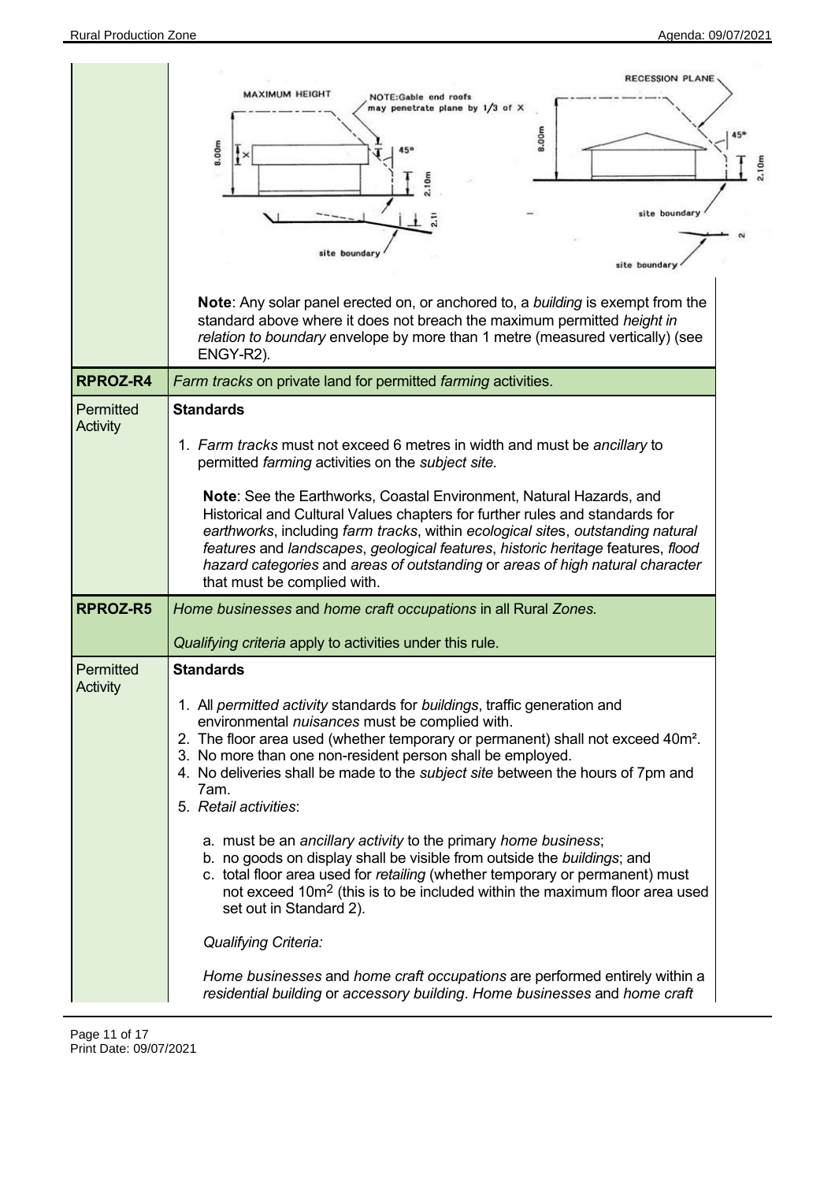| | |
|---|---|
| | MAXIMUM HEIGHT NOTE:Gable end roofs may penetrate plane by 1/3 of X 8.00m 45° 2.10m site boundary RECESSION PLANE 8.00m 45° 2.10m site boundary site boundary<br><br>**Note**: Any solar panel erected on, or anchored to, a *building* is exempt from the standard above where it does not breach the maximum permitted *height in relation to boundary* envelope by more than 1 metre (measured vertically) (see ENGY-R2). |
| **RPROZ-R4** | *Farm tracks* on private land for permitted *farming* activities. |
| Permitted Activity | **Standards**<br><br>1. *Farm tracks* must not exceed 6 metres in width and must be *ancillary* to permitted *farming* activities on the *subject site.*<br><br>**Note**: See the Earthworks, Coastal Environment, Natural Hazards, and Historical and Cultural Values chapters for further rules and standards for *earthworks*, including *farm tracks*, within *ecological site*s, *outstanding natural features* and *landscapes*, *geological features*, *historic heritage* features, *flood hazard categories* and *areas of outstanding* or *areas of high natural character* that must be complied with. |
| **RPROZ-R5** | *Home businesses* and *home craft occupations* in all Rural *Zones.*<br><br>*Qualifying criteria* apply to activities under this rule. |
| Permitted Activity | **Standards**<br><br>1. All *permitted activity* standards for *buildings*, traffic generation and environmental *nuisances* must be complied with.<br>2. The floor area used (whether temporary or permanent) shall not exceed 40m².<br>3. No more than one non-resident person shall be employed.<br>4. No deliveries shall be made to the *subject site* between the hours of 7pm and 7am.<br>5. *Retail activities*:<br><br>a. must be an *ancillary activity* to the primary *home business*;<br>b. no goods on display shall be visible from outside the *buildings*; and<br>c. total floor area used for *retailing* (whether temporary or permanent) must not exceed 10m² (this is to be included within the maximum floor area used set out in Standard 2).<br><br>*Qualifying Criteria:*<br><br>*Home businesses* and *home craft occupations* are performed entirely within a *residential building* or *accessory building*. *Home businesses* and *home craft* |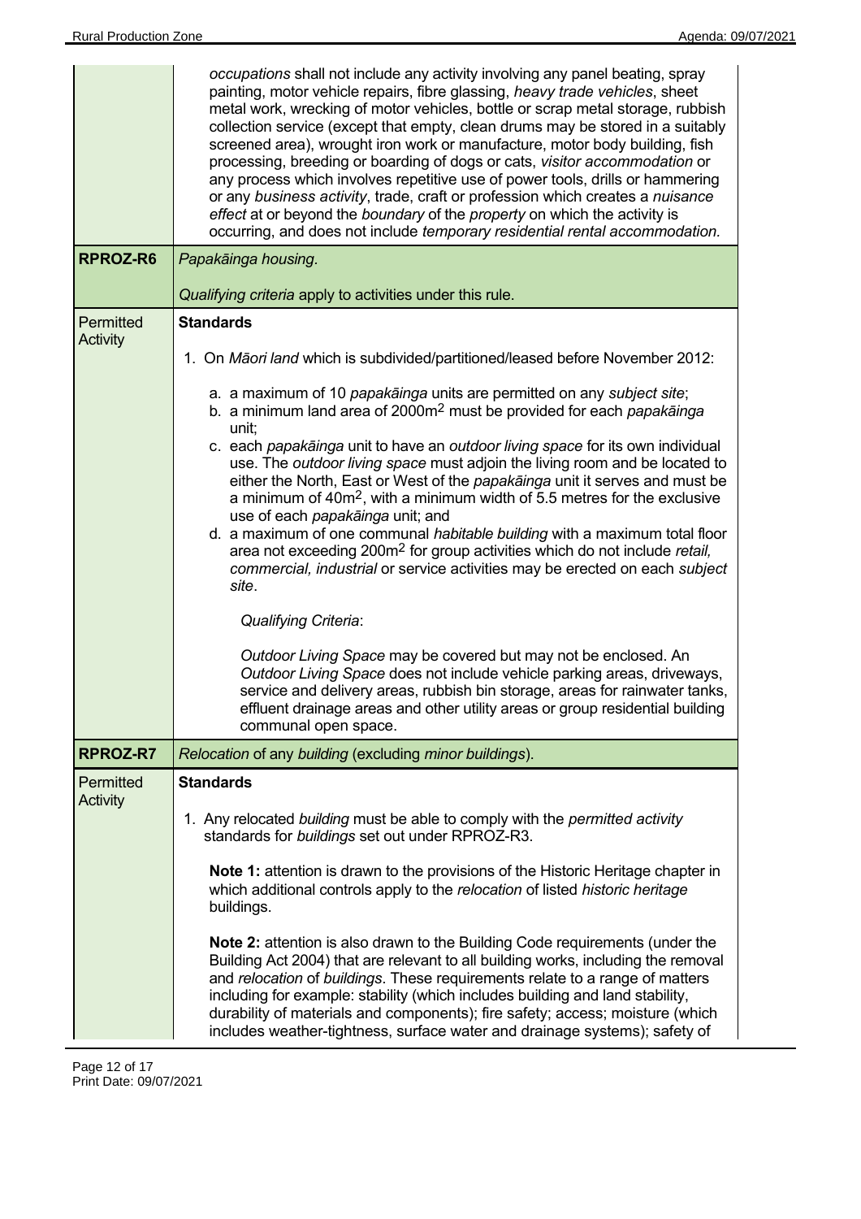| | |
|---|---|
| | *occupations* shall not include any activity involving any panel beating, spray painting, motor vehicle repairs, fibre glassing, *heavy trade vehicles*, sheet metal work, wrecking of motor vehicles, bottle or scrap metal storage, rubbish collection service (except that empty, clean drums may be stored in a suitably screened area), wrought iron work or manufacture, motor body building, fish processing, breeding or boarding of dogs or cats, *visitor accommodation* or any process which involves repetitive use of power tools, drills or hammering or any *business activity*, trade, craft or profession which creates a *nuisance effect* at or beyond the *boundary* of the *property* on which the activity is occurring, and does not include *temporary residential rental accommodation.* |
| **RPROZ-R6** | *Papakāinga housing.*<br><br>*Qualifying criteria* apply to activities under this rule. |
| Permitted Activity | **Standards**<br><br>1. On *Māori land* which is subdivided/partitioned/leased before November 2012:<br><br>a. a maximum of 10 *papakāinga* units are permitted on any *subject site*;<br>b. a minimum land area of 2000m² must be provided for each *papakāinga* unit;<br>c. each *papakāinga* unit to have an *outdoor living space* for its own individual use. The *outdoor living space* must adjoin the living room and be located to either the North, East or West of the *papakāinga* unit it serves and must be a minimum of 40m², with a minimum width of 5.5 metres for the exclusive use of each *papakāinga* unit; and<br>d. a maximum of one communal *habitable building* with a maximum total floor area not exceeding 200m² for group activities which do not include *retail, commercial, industrial* or service activities may be erected on each *subject site*.<br><br>*Qualifying Criteria*:<br><br>*Outdoor Living Space* may be covered but may not be enclosed. An *Outdoor Living Space* does not include vehicle parking areas, driveways, service and delivery areas, rubbish bin storage, areas for rainwater tanks, effluent drainage areas and other utility areas or group residential building communal open space. |
| **RPROZ-R7** | *Relocation* of any *building* (excluding *minor buildings*). |
| Permitted Activity | **Standards**<br><br>1. Any relocated *building* must be able to comply with the *permitted activity* standards for *buildings* set out under RPROZ-R3.<br><br>**Note 1:** attention is drawn to the provisions of the Historic Heritage chapter in which additional controls apply to the *relocation* of listed *historic heritage* buildings.<br><br>**Note 2:** attention is also drawn to the Building Code requirements (under the Building Act 2004) that are relevant to all building works, including the removal and *relocation* of *buildings*. These requirements relate to a range of matters including for example: stability (which includes building and land stability, durability of materials and components); fire safety; access; moisture (which includes weather-tightness, surface water and drainage systems); safety of |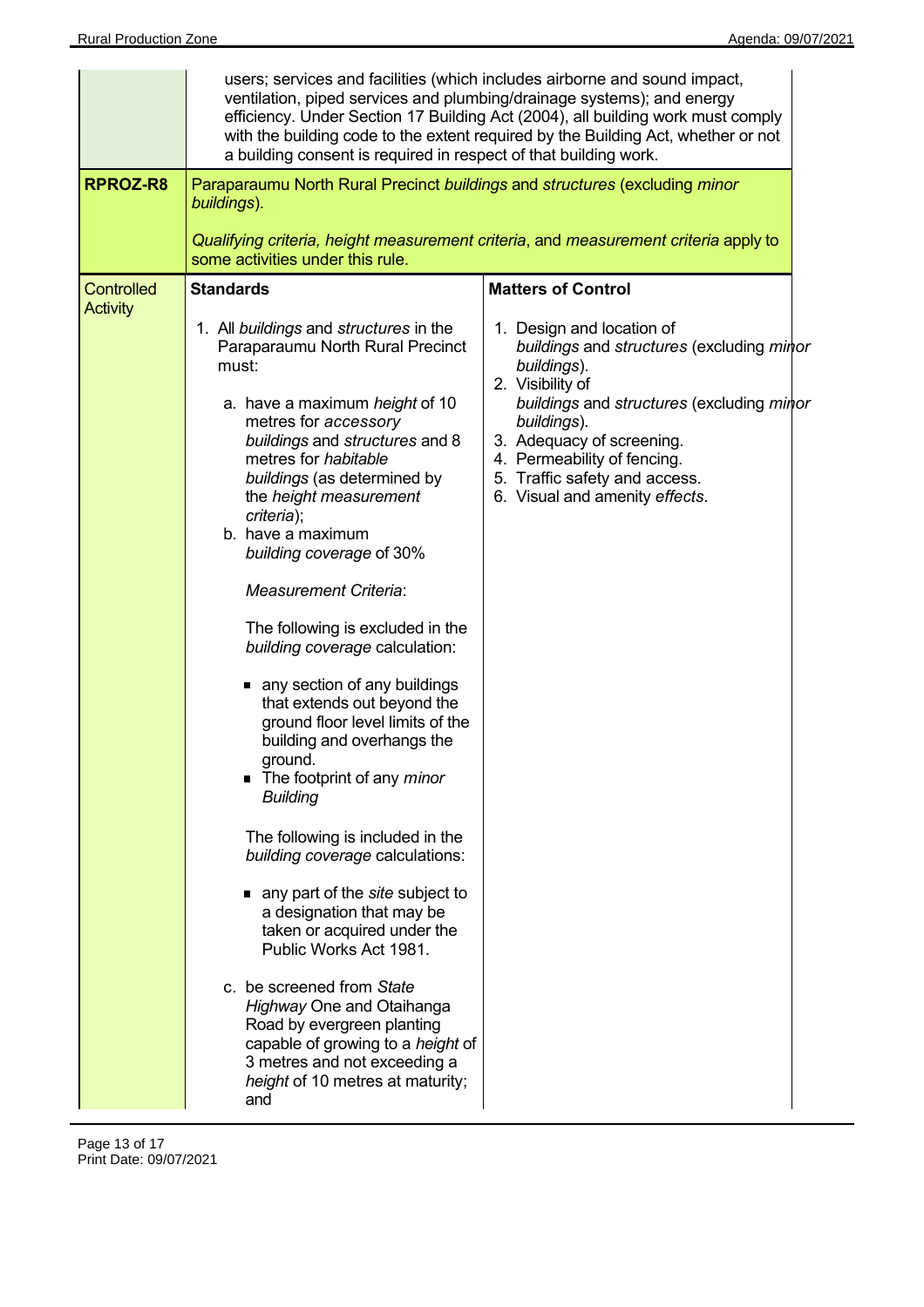| | | |
|---|---|---|
| | users; services and facilities (which includes airborne and sound impact, ventilation, piped services and plumbing/drainage systems); and energy efficiency. Under Section 17 Building Act (2004), all building work must comply with the building code to the extent required by the Building Act, whether or not a building consent is required in respect of that building work. | |
| **RPROZ-R8** | Paraparaumu North Rural Precinct *buildings* and *structures* (excluding *minor buildings*).<br><br>*Qualifying criteria, height measurement criteria*, and *measurement criteria* apply to some activities under this rule. | |
| Controlled Activity | **Standards**<br><br>1. All *buildings* and *structures* in the Paraparaumu North Rural Precinct must:<br><br>a. have a maximum *height* of 10 metres for *accessory buildings* and *structures* and 8 metres for *habitable buildings* (as determined by the *height measurement criteria*);<br>b. have a maximum *building coverage* of 30%<br><br>*Measurement Criteria*:<br><br>The following is excluded in the *building coverage* calculation:<br><br>- any section of any buildings that extends out beyond the ground floor level limits of the building and overhangs the ground.<br>- The footprint of any *minor Building*<br><br>The following is included in the *building coverage* calculations:<br><br>- any part of the *site* subject to a designation that may be taken or acquired under the Public Works Act 1981.<br><br>c. be screened from *State Highway* One and Otaihanga Road by evergreen planting capable of growing to a *height* of 3 metres and not exceeding a *height* of 10 metres at maturity; and | **Matters of Control**<br><br>1. Design and location of *buildings* and *structures* (excluding *minor buildings*).<br>2. Visibility of *buildings* and *structures* (excluding *minor buildings*).<br>3. Adequacy of screening.<br>4. Permeability of fencing.<br>5. Traffic safety and access.<br>6. Visual and amenity *effects*. |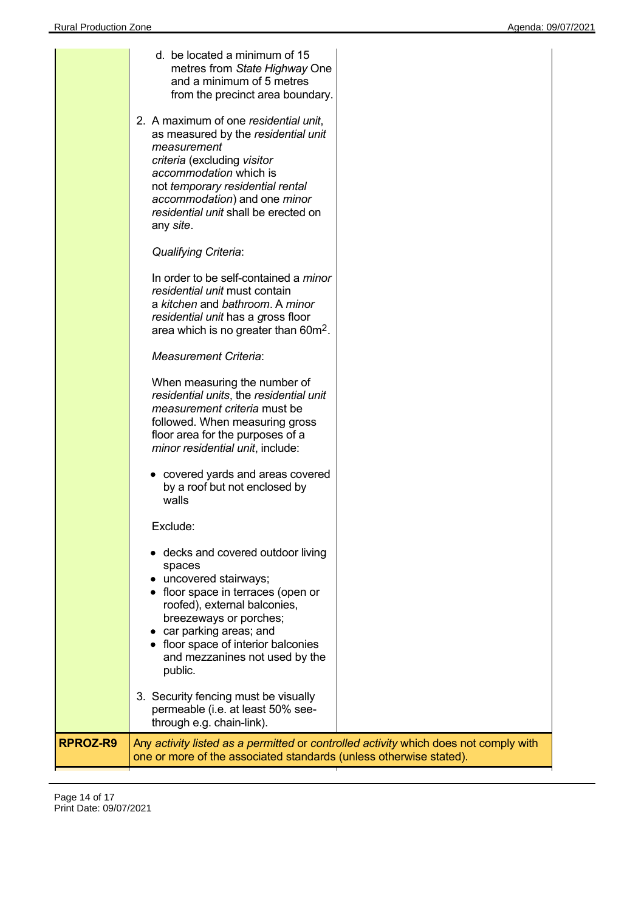| | | |
|---|---|---|
| | d. be located a minimum of 15 metres from *State Highway* One and a minimum of 5 metres from the precinct area boundary.<br><br>2. A maximum of one *residential unit*, as measured by the *residential unit measurement criteria* (excluding *visitor accommodation* which is not *temporary residential rental accommodation*) and one *minor residential unit* shall be erected on any *site*.<br><br>*Qualifying Criteria*:<br><br>In order to be self-contained a *minor residential unit* must contain a *kitchen* and *bathroom*. A *minor residential unit* has a gross floor area which is no greater than 60m$^2$.<br><br>*Measurement Criteria*:<br><br>When measuring the number of *residential units*, the *residential unit measurement criteria* must be followed. When measuring gross floor area for the purposes of a *minor residential unit*, include:<br><br>• covered yards and areas covered by a roof but not enclosed by walls<br><br>Exclude:<br><br>• decks and covered outdoor living spaces<br>• uncovered stairways;<br>• floor space in terraces (open or roofed), external balconies, breezeways or porches;<br>• car parking areas; and<br>• floor space of interior balconies and mezzanines not used by the public.<br><br>3. Security fencing must be visually permeable (i.e. at least 50% see-through e.g. chain-link). | |
| **RPROZ-R9** | Any *activity listed as a permitted* or *controlled activity* which does not comply with one or more of the associated standards (unless otherwise stated). | |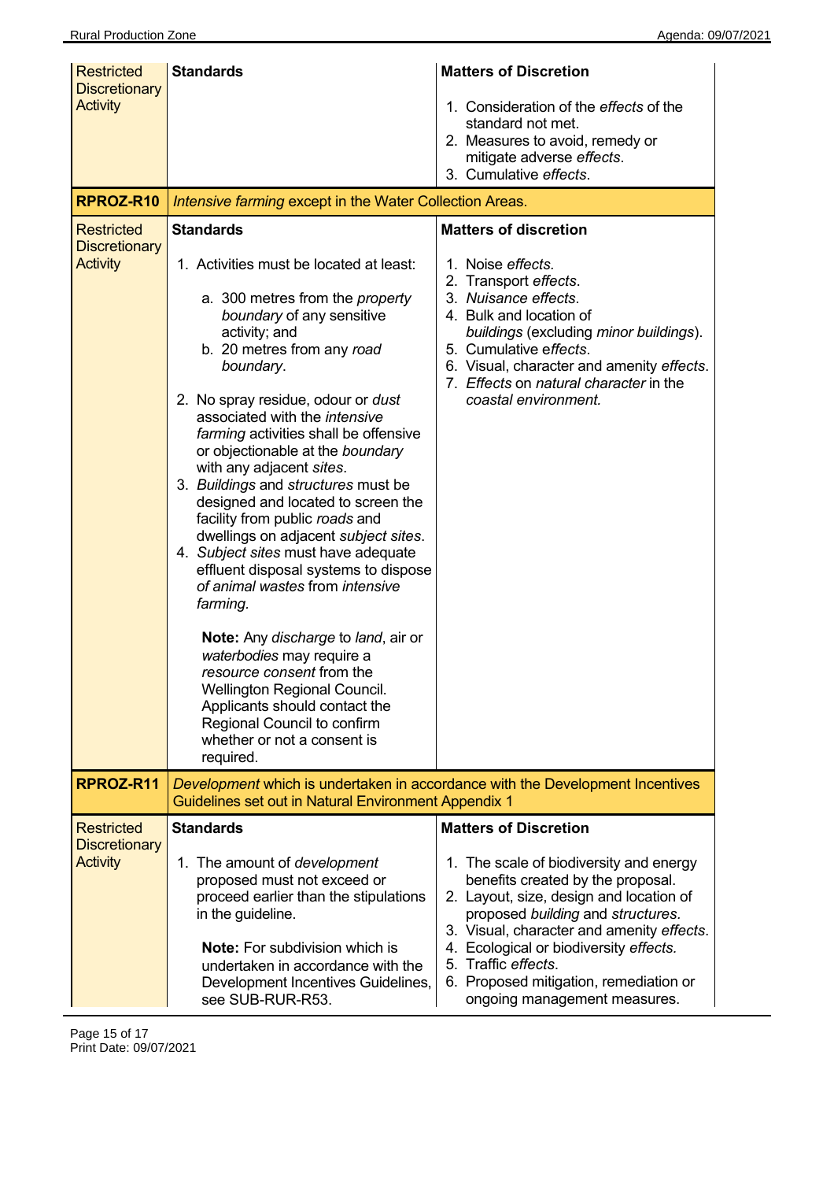| | | |
|---|---|---|
| Restricted Discretionary Activity | **Standards** | **Matters of Discretion**<br><br>1. Consideration of the *effects* of the standard not met.<br>2. Measures to avoid, remedy or mitigate adverse *effects*.<br>3. Cumulative *effects*. |
| **RPROZ-R10** | *Intensive farming* except in the Water Collection Areas. | |
| Restricted Discretionary Activity | **Standards**<br><br>1. Activities must be located at least:<br><br>a. 300 metres from the *property boundary* of any sensitive activity; and<br>b. 20 metres from any *road boundary*.<br><br>2. No spray residue, odour or *dust* associated with the *intensive farming* activities shall be offensive or objectionable at the *boundary* with any adjacent *sites*.<br>3. *Buildings* and *structures* must be designed and located to screen the facility from public *roads* and dwellings on adjacent *subject sites*.<br>4. *Subject sites* must have adequate effluent disposal systems to dispose *of animal wastes* from *intensive farming.*<br><br>**Note:** Any *discharge* to *land*, air or *waterbodies* may require a *resource consent* from the Wellington Regional Council. Applicants should contact the Regional Council to confirm whether or not a consent is required. | **Matters of discretion**<br><br>1. Noise *effects.*<br>2. Transport *effects*.<br>3. *Nuisance effects*.<br>4. Bulk and location of *buildings* (excluding *minor buildings*).<br>5. Cumulative e*ffects*.<br>6. Visual, character and amenity *effects*.<br>7. *Effects* on *natural character* in the *coastal environment.* |
| **RPROZ-R11** | *Development* which is undertaken in accordance with the Development Incentives Guidelines set out in Natural Environment Appendix 1 | |
| Restricted Discretionary Activity | **Standards**<br><br>1. The amount of *development* proposed must not exceed or proceed earlier than the stipulations in the guideline.<br><br>**Note:** For subdivision which is undertaken in accordance with the Development Incentives Guidelines, see SUB-RUR-R53. | **Matters of Discretion**<br><br>1. The scale of biodiversity and energy benefits created by the proposal.<br>2. Layout, size, design and location of proposed *building* and *structures.*<br>3. Visual, character and amenity *effects*.<br>4. Ecological or biodiversity *effects.*<br>5. Traffic *effects*.<br>6. Proposed mitigation, remediation or ongoing management measures. |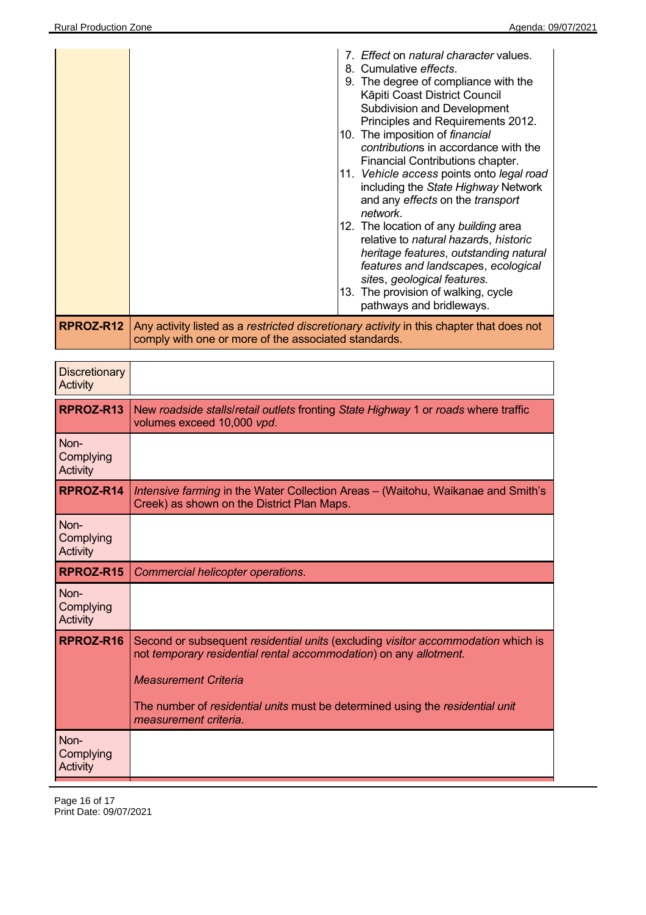| | | |
|---|---|---|
| | | 7. *Effect* on *natural character* values.<br>8. Cumulative *effects*.<br>9. The degree of compliance with the Kāpiti Coast District Council Subdivision and Development Principles and Requirements 2012.<br>10. The imposition of *financial contribution*s in accordance with the Financial Contributions chapter.<br>11. *Vehicle access* points onto *legal road* including the *State Highway* Network and any *effects* on the *transport network*.<br>12. The location of any *building* area relative to *natural hazard*s, *historic heritage features*, *outstanding natural features and landscape*s, *ecological site*s, *geological features.*<br>13. The provision of walking, cycle pathways and bridleways. |
| **RPROZ-R12** | Any activity listed as a *restricted discretionary activity* in this chapter that does not comply with one or more of the associated standards. | |

| | |
|---|---|
| Discretionary Activity | |
| **RPROZ-R13** | New *roadside stalls*/*retail outlets* fronting *State Highway* 1 or *roads* where traffic volumes exceed 10,000 *vpd*. |
| Non-Complying Activity | |
| **RPROZ-R14** | *Intensive farming* in the Water Collection Areas – (Waitohu, Waikanae and Smith's Creek) as shown on the District Plan Maps. |
| Non-Complying Activity | |
| **RPROZ-R15** | *Commercial helicopter operations*. |
| Non-Complying Activity | |
| **RPROZ-R16** | Second or subsequent *residential units* (excluding *visitor accommodation* which is not *temporary residential rental accommodation*) on any *allotment*.<br><br>*Measurement Criteria*<br><br>The number of *residential units* must be determined using the *residential unit measurement criteria*. |
| Non-Complying Activity | |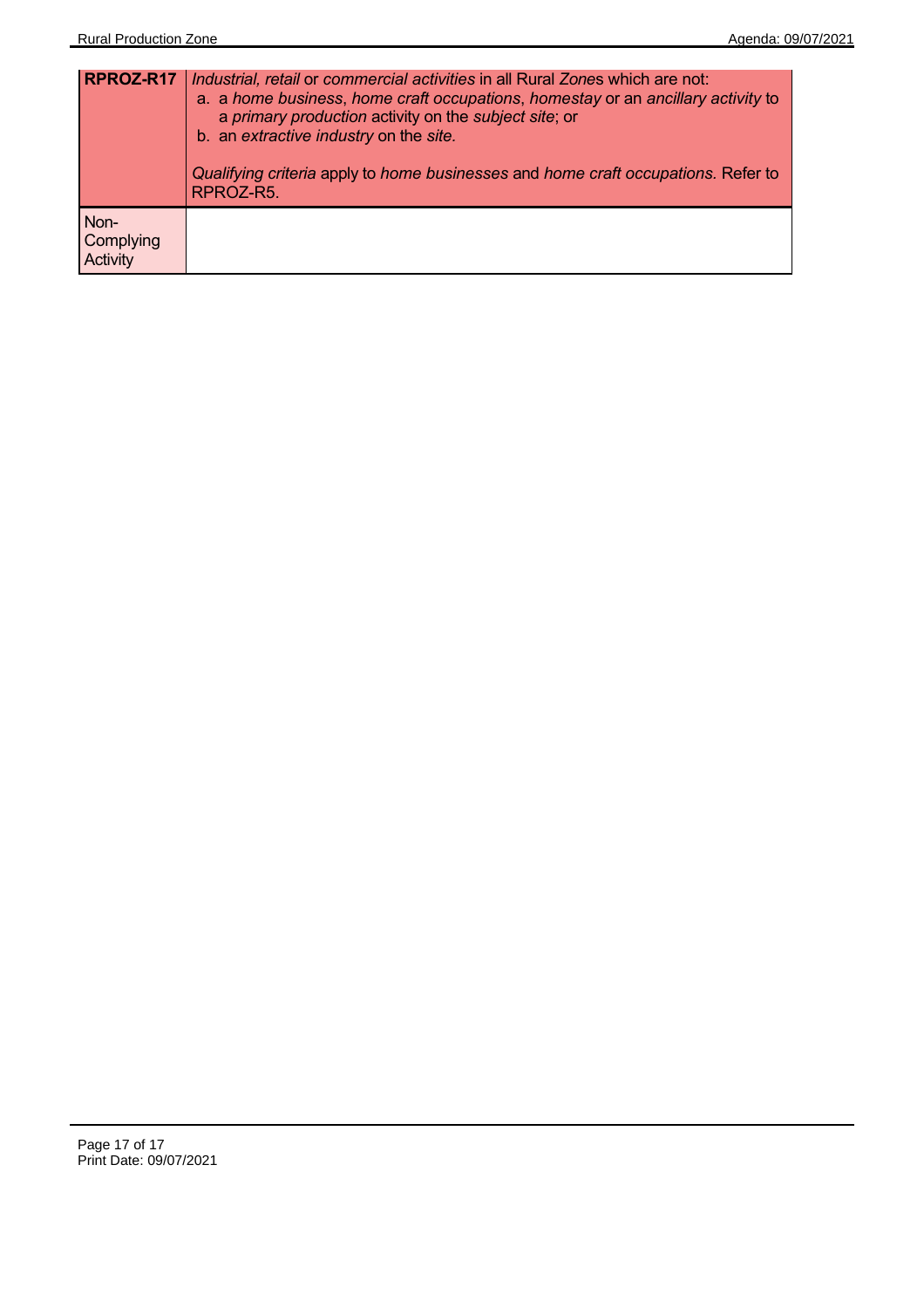| | |
|---|---|
| **RPROZ-R17** | *Industrial, retail* or *commercial activities* in all Rural *Zone*s which are not:<br>a. a *home business*, *home craft occupations*, *homestay* or an *ancillary activity* to a *primary production* activity on the *subject site*; or<br>b. an *extractive industry* on the *site.*<br><br>*Qualifying criteria* apply to *home businesses* and *home craft occupations.* Refer to RPROZ-R5. |
| Non-Complying Activity | |